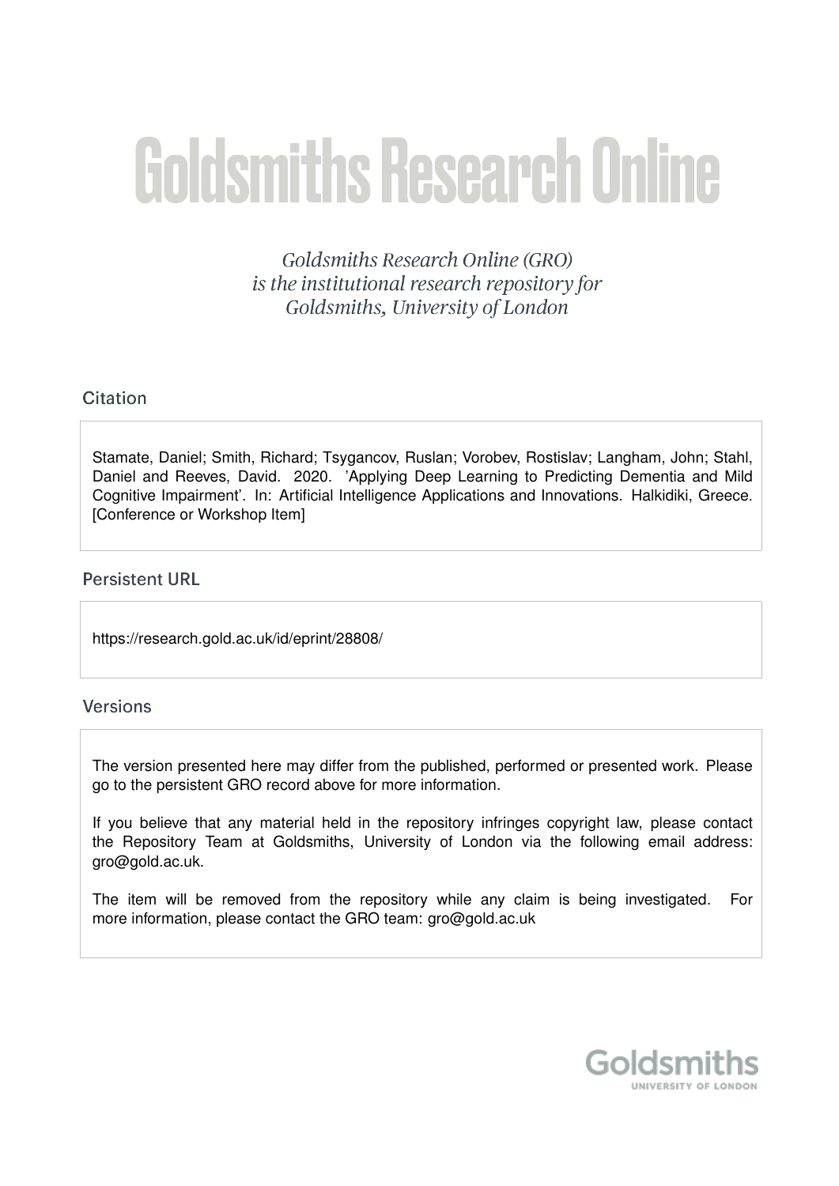# Goldsmiths Research Online

*Goldsmiths Research Online (GRO) is the institutional research repository for Goldsmiths, University of London*

## Citation

Stamate, Daniel; Smith, Richard; Tsygancov, Ruslan; Vorobev, Rostislav; Langham, John; Stahl, Daniel and Reeves, David. 2020. 'Applying Deep Learning to Predicting Dementia and Mild Cognitive Impairment'. In: Artificial Intelligence Applications and Innovations. Halkidiki, Greece. [Conference or Workshop Item]

## Persistent URL

https://research.gold.ac.uk/id/eprint/28808/

## Versions

The version presented here may differ from the published, performed or presented work. Please go to the persistent GRO record above for more information.

If you believe that any material held in the repository infringes copyright law, please contact the Repository Team at Goldsmiths, University of London via the following email address: gro@gold.ac.uk.

The item will be removed from the repository while any claim is being investigated. For more information, please contact the GRO team: gro@gold.ac.uk

Goldsmiths
UNIVERSITY OF LONDON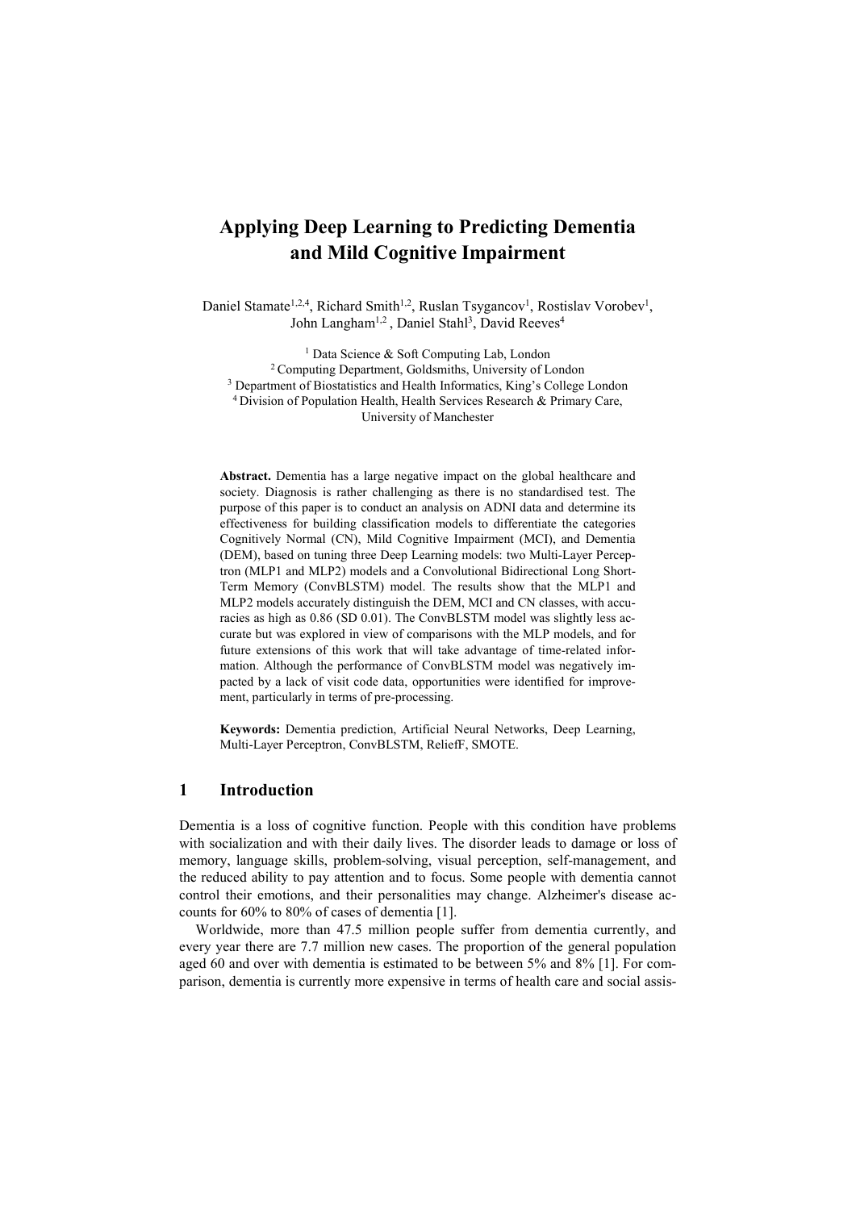# Applying Deep Learning to Predicting Dementia and Mild Cognitive Impairment

Daniel Stamate[1,2,4], Richard Smith[1,2], Ruslan Tsygancov[1], Rostislav Vorobev[1], John Langham[1,2], Daniel Stahl[3], David Reeves[4]

[1] Data Science & Soft Computing Lab, London
[2] Computing Department, Goldsmiths, University of London
[3] Department of Biostatistics and Health Informatics, King's College London
[4] Division of Population Health, Health Services Research & Primary Care, University of Manchester

**Abstract.** Dementia has a large negative impact on the global healthcare and society. Diagnosis is rather challenging as there is no standardised test. The purpose of this paper is to conduct an analysis on ADNI data and determine its effectiveness for building classification models to differentiate the categories Cognitively Normal (CN), Mild Cognitive Impairment (MCI), and Dementia (DEM), based on tuning three Deep Learning models: two Multi-Layer Perceptron (MLP1 and MLP2) models and a Convolutional Bidirectional Long Short-Term Memory (ConvBLSTM) model. The results show that the MLP1 and MLP2 models accurately distinguish the DEM, MCI and CN classes, with accuracies as high as 0.86 (SD 0.01). The ConvBLSTM model was slightly less accurate but was explored in view of comparisons with the MLP models, and for future extensions of this work that will take advantage of time-related information. Although the performance of ConvBLSTM model was negatively impacted by a lack of visit code data, opportunities were identified for improvement, particularly in terms of pre-processing.

**Keywords:** Dementia prediction, Artificial Neural Networks, Deep Learning, Multi-Layer Perceptron, ConvBLSTM, ReliefF, SMOTE.

## 1 Introduction

Dementia is a loss of cognitive function. People with this condition have problems with socialization and with their daily lives. The disorder leads to damage or loss of memory, language skills, problem-solving, visual perception, self-management, and the reduced ability to pay attention and to focus. Some people with dementia cannot control their emotions, and their personalities may change. Alzheimer's disease accounts for 60% to 80% of cases of dementia [1].

Worldwide, more than 47.5 million people suffer from dementia currently, and every year there are 7.7 million new cases. The proportion of the general population aged 60 and over with dementia is estimated to be between 5% and 8% [1]. For comparison, dementia is currently more expensive in terms of health care and social assis-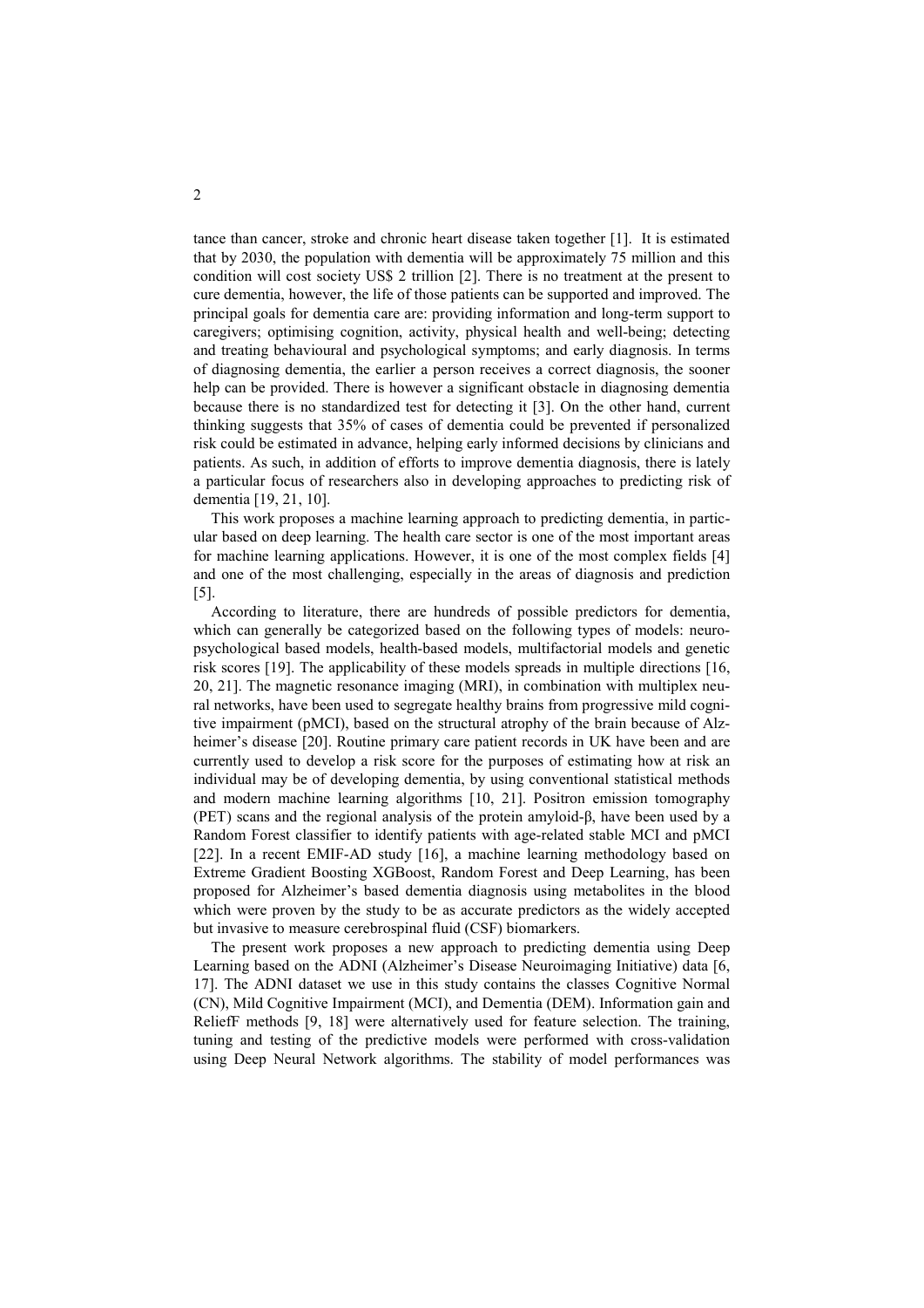tance than cancer, stroke and chronic heart disease taken together [1]. It is estimated that by 2030, the population with dementia will be approximately 75 million and this condition will cost society US$ 2 trillion [2]. There is no treatment at the present to cure dementia, however, the life of those patients can be supported and improved. The principal goals for dementia care are: providing information and long-term support to caregivers; optimising cognition, activity, physical health and well-being; detecting and treating behavioural and psychological symptoms; and early diagnosis. In terms of diagnosing dementia, the earlier a person receives a correct diagnosis, the sooner help can be provided. There is however a significant obstacle in diagnosing dementia because there is no standardized test for detecting it [3]. On the other hand, current thinking suggests that 35% of cases of dementia could be prevented if personalized risk could be estimated in advance, helping early informed decisions by clinicians and patients. As such, in addition of efforts to improve dementia diagnosis, there is lately a particular focus of researchers also in developing approaches to predicting risk of dementia [19, 21, 10].

This work proposes a machine learning approach to predicting dementia, in particular based on deep learning. The health care sector is one of the most important areas for machine learning applications. However, it is one of the most complex fields [4] and one of the most challenging, especially in the areas of diagnosis and prediction [5].

According to literature, there are hundreds of possible predictors for dementia, which can generally be categorized based on the following types of models: neuropsychological based models, health-based models, multifactorial models and genetic risk scores [19]. The applicability of these models spreads in multiple directions [16, 20, 21]. The magnetic resonance imaging (MRI), in combination with multiplex neural networks, have been used to segregate healthy brains from progressive mild cognitive impairment (pMCI), based on the structural atrophy of the brain because of Alzheimer's disease [20]. Routine primary care patient records in UK have been and are currently used to develop a risk score for the purposes of estimating how at risk an individual may be of developing dementia, by using conventional statistical methods and modern machine learning algorithms [10, 21]. Positron emission tomography (PET) scans and the regional analysis of the protein amyloid-β, have been used by a Random Forest classifier to identify patients with age-related stable MCI and pMCI [22]. In a recent EMIF-AD study [16], a machine learning methodology based on Extreme Gradient Boosting XGBoost, Random Forest and Deep Learning, has been proposed for Alzheimer's based dementia diagnosis using metabolites in the blood which were proven by the study to be as accurate predictors as the widely accepted but invasive to measure cerebrospinal fluid (CSF) biomarkers.

The present work proposes a new approach to predicting dementia using Deep Learning based on the ADNI (Alzheimer's Disease Neuroimaging Initiative) data [6, 17]. The ADNI dataset we use in this study contains the classes Cognitive Normal (CN), Mild Cognitive Impairment (MCI), and Dementia (DEM). Information gain and ReliefF methods [9, 18] were alternatively used for feature selection. The training, tuning and testing of the predictive models were performed with cross-validation using Deep Neural Network algorithms. The stability of model performances was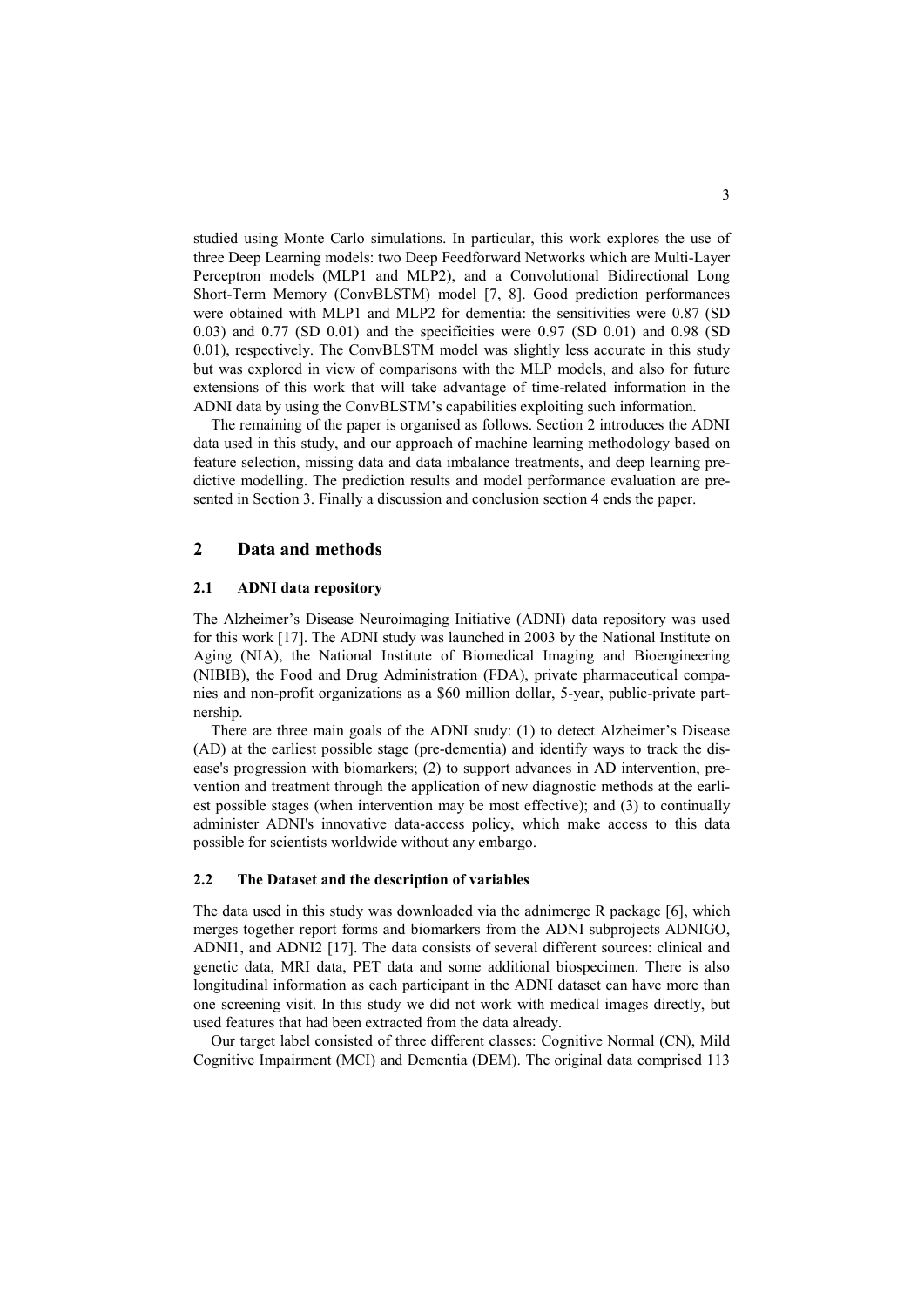studied using Monte Carlo simulations. In particular, this work explores the use of three Deep Learning models: two Deep Feedforward Networks which are Multi-Layer Perceptron models (MLP1 and MLP2), and a Convolutional Bidirectional Long Short-Term Memory (ConvBLSTM) model [7, 8]. Good prediction performances were obtained with MLP1 and MLP2 for dementia: the sensitivities were 0.87 (SD 0.03) and 0.77 (SD 0.01) and the specificities were 0.97 (SD 0.01) and 0.98 (SD 0.01), respectively. The ConvBLSTM model was slightly less accurate in this study but was explored in view of comparisons with the MLP models, and also for future extensions of this work that will take advantage of time-related information in the ADNI data by using the ConvBLSTM's capabilities exploiting such information.

The remaining of the paper is organised as follows. Section 2 introduces the ADNI data used in this study, and our approach of machine learning methodology based on feature selection, missing data and data imbalance treatments, and deep learning predictive modelling. The prediction results and model performance evaluation are presented in Section 3. Finally a discussion and conclusion section 4 ends the paper.

## 2 Data and methods

### 2.1 ADNI data repository

The Alzheimer's Disease Neuroimaging Initiative (ADNI) data repository was used for this work [17]. The ADNI study was launched in 2003 by the National Institute on Aging (NIA), the National Institute of Biomedical Imaging and Bioengineering (NIBIB), the Food and Drug Administration (FDA), private pharmaceutical companies and non-profit organizations as a $60 million dollar, 5-year, public-private partnership.

There are three main goals of the ADNI study: (1) to detect Alzheimer's Disease (AD) at the earliest possible stage (pre-dementia) and identify ways to track the disease's progression with biomarkers; (2) to support advances in AD intervention, prevention and treatment through the application of new diagnostic methods at the earliest possible stages (when intervention may be most effective); and (3) to continually administer ADNI's innovative data-access policy, which make access to this data possible for scientists worldwide without any embargo.

### 2.2 The Dataset and the description of variables

The data used in this study was downloaded via the adnimerge R package [6], which merges together report forms and biomarkers from the ADNI subprojects ADNIGO, ADNI1, and ADNI2 [17]. The data consists of several different sources: clinical and genetic data, MRI data, PET data and some additional biospecimen. There is also longitudinal information as each participant in the ADNI dataset can have more than one screening visit. In this study we did not work with medical images directly, but used features that had been extracted from the data already.

Our target label consisted of three different classes: Cognitive Normal (CN), Mild Cognitive Impairment (MCI) and Dementia (DEM). The original data comprised 113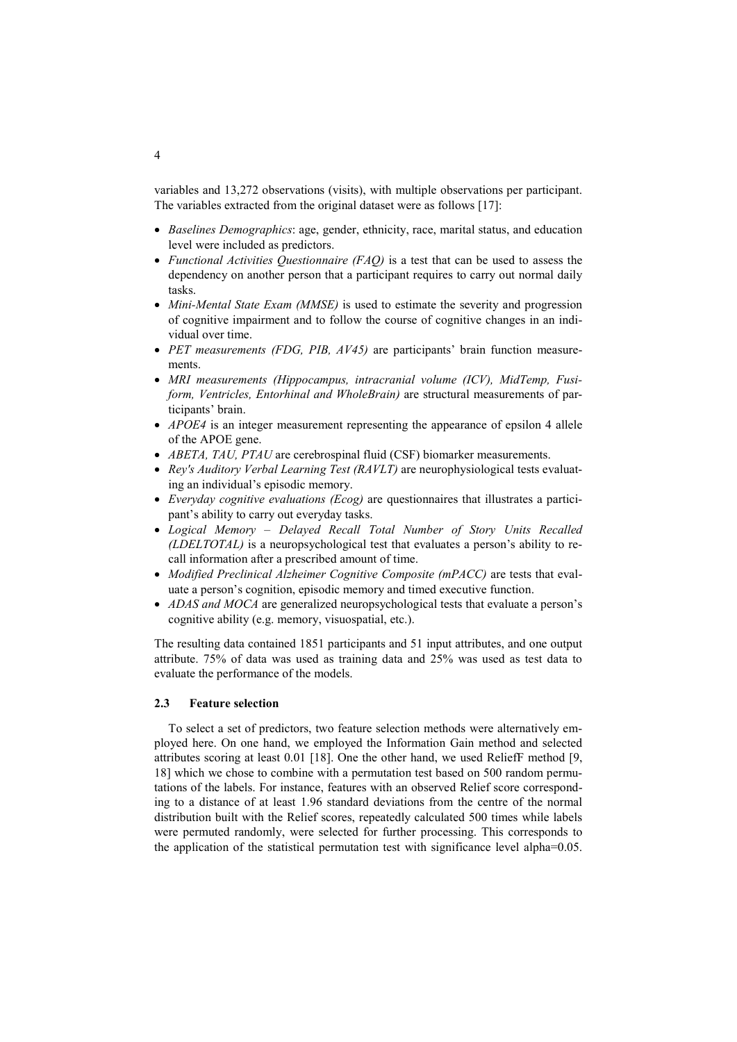variables and 13,272 observations (visits), with multiple observations per participant. The variables extracted from the original dataset were as follows [17]:

- *Baselines Demographics*: age, gender, ethnicity, race, marital status, and education level were included as predictors.
- *Functional Activities Questionnaire (FAQ)* is a test that can be used to assess the dependency on another person that a participant requires to carry out normal daily tasks.
- *Mini-Mental State Exam (MMSE)* is used to estimate the severity and progression of cognitive impairment and to follow the course of cognitive changes in an individual over time.
- *PET measurements (FDG, PIB, AV45)* are participants' brain function measurements.
- *MRI measurements (Hippocampus, intracranial volume (ICV), MidTemp, Fusiform, Ventricles, Entorhinal and WholeBrain)* are structural measurements of participants' brain.
- *APOE4* is an integer measurement representing the appearance of epsilon 4 allele of the APOE gene.
- *ABETA, TAU, PTAU* are cerebrospinal fluid (CSF) biomarker measurements.
- *Rey's Auditory Verbal Learning Test (RAVLT)* are neurophysiological tests evaluating an individual's episodic memory.
- *Everyday cognitive evaluations (Ecog)* are questionnaires that illustrates a participant's ability to carry out everyday tasks.
- *Logical Memory – Delayed Recall Total Number of Story Units Recalled (LDELTOTAL)* is a neuropsychological test that evaluates a person's ability to recall information after a prescribed amount of time.
- *Modified Preclinical Alzheimer Cognitive Composite (mPACC)* are tests that evaluate a person's cognition, episodic memory and timed executive function.
- *ADAS and MOCA* are generalized neuropsychological tests that evaluate a person's cognitive ability (e.g. memory, visuospatial, etc.).

The resulting data contained 1851 participants and 51 input attributes, and one output attribute. 75% of data was used as training data and 25% was used as test data to evaluate the performance of the models.

### 2.3 Feature selection

To select a set of predictors, two feature selection methods were alternatively employed here. On one hand, we employed the Information Gain method and selected attributes scoring at least 0.01 [18]. One the other hand, we used ReliefF method [9, 18] which we chose to combine with a permutation test based on 500 random permutations of the labels. For instance, features with an observed Relief score corresponding to a distance of at least 1.96 standard deviations from the centre of the normal distribution built with the Relief scores, repeatedly calculated 500 times while labels were permuted randomly, were selected for further processing. This corresponds to the application of the statistical permutation test with significance level alpha=0.05.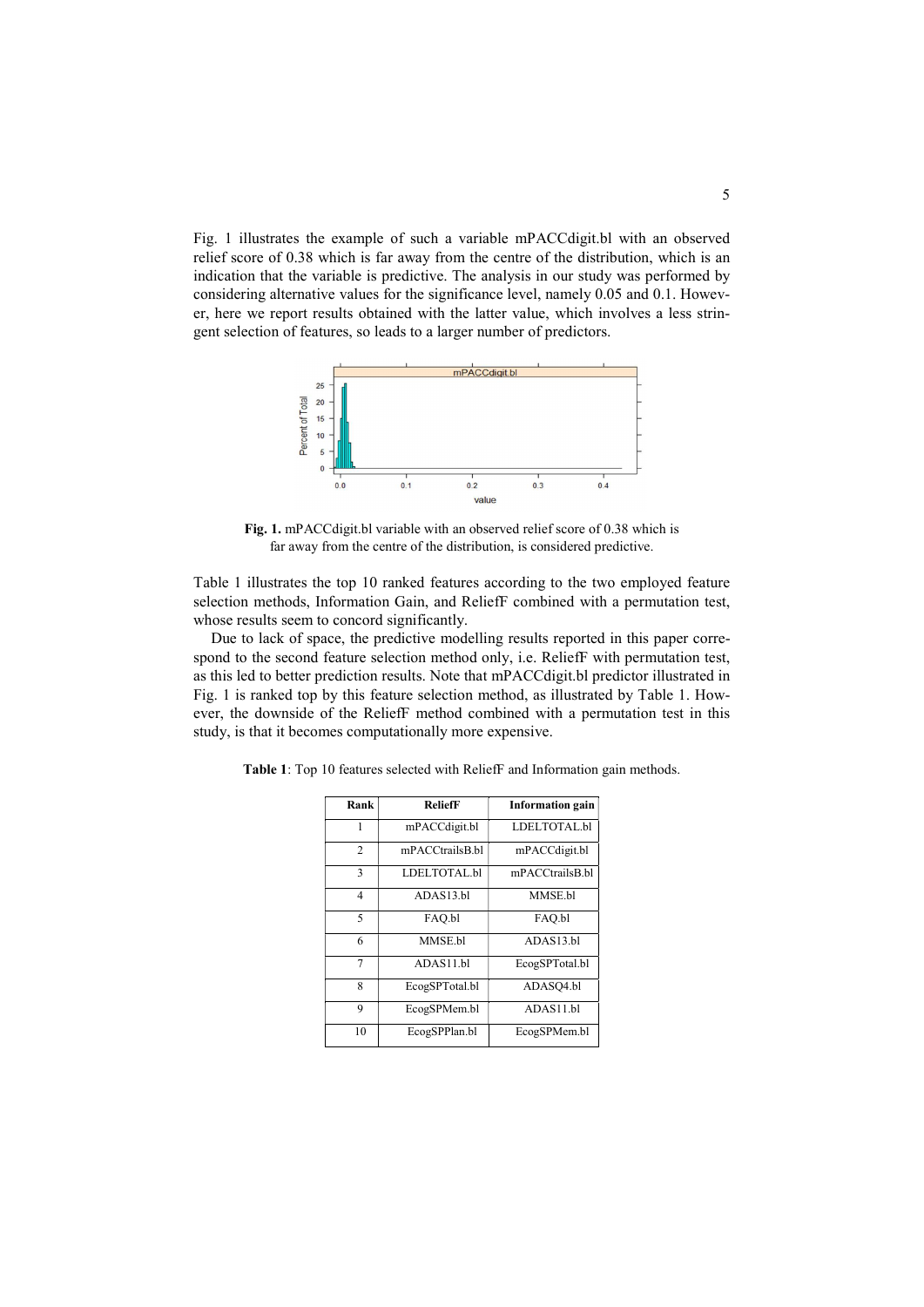Fig. 1 illustrates the example of such a variable mPACCdigit.bl with an observed relief score of 0.38 which is far away from the centre of the distribution, which is an indication that the variable is predictive. The analysis in our study was performed by considering alternative values for the significance level, namely 0.05 and 0.1. However, here we report results obtained with the latter value, which involves a less stringent selection of features, so leads to a larger number of predictors.

**Fig. 1.** mPACCdigit.bl variable with an observed relief score of 0.38 which is far away from the centre of the distribution, is considered predictive.

Table 1 illustrates the top 10 ranked features according to the two employed feature selection methods, Information Gain, and ReliefF combined with a permutation test, whose results seem to concord significantly.

Due to lack of space, the predictive modelling results reported in this paper correspond to the second feature selection method only, i.e. ReliefF with permutation test, as this led to better prediction results. Note that mPACCdigit.bl predictor illustrated in Fig. 1 is ranked top by this feature selection method, as illustrated by Table 1. However, the downside of the ReliefF method combined with a permutation test in this study, is that it becomes computationally more expensive.

**Table 1**: Top 10 features selected with ReliefF and Information gain methods.

| Rank | ReliefF | Information gain |
|---|---|---|
| 1 | mPACCdigit.bl | LDELTOTAL.bl |
| 2 | mPACCtrailsB.bl | mPACCdigit.bl |
| 3 | LDELTOTAL.bl | mPACCtrailsB.bl |
| 4 | ADAS13.bl | MMSE.bl |
| 5 | FAQ.bl | FAQ.bl |
| 6 | MMSE.bl | ADAS13.bl |
| 7 | ADAS11.bl | EcogSPTotal.bl |
| 8 | EcogSPTotal.bl | ADASQ4.bl |
| 9 | EcogSPMem.bl | ADAS11.bl |
| 10 | EcogSPPlan.bl | EcogSPMem.bl |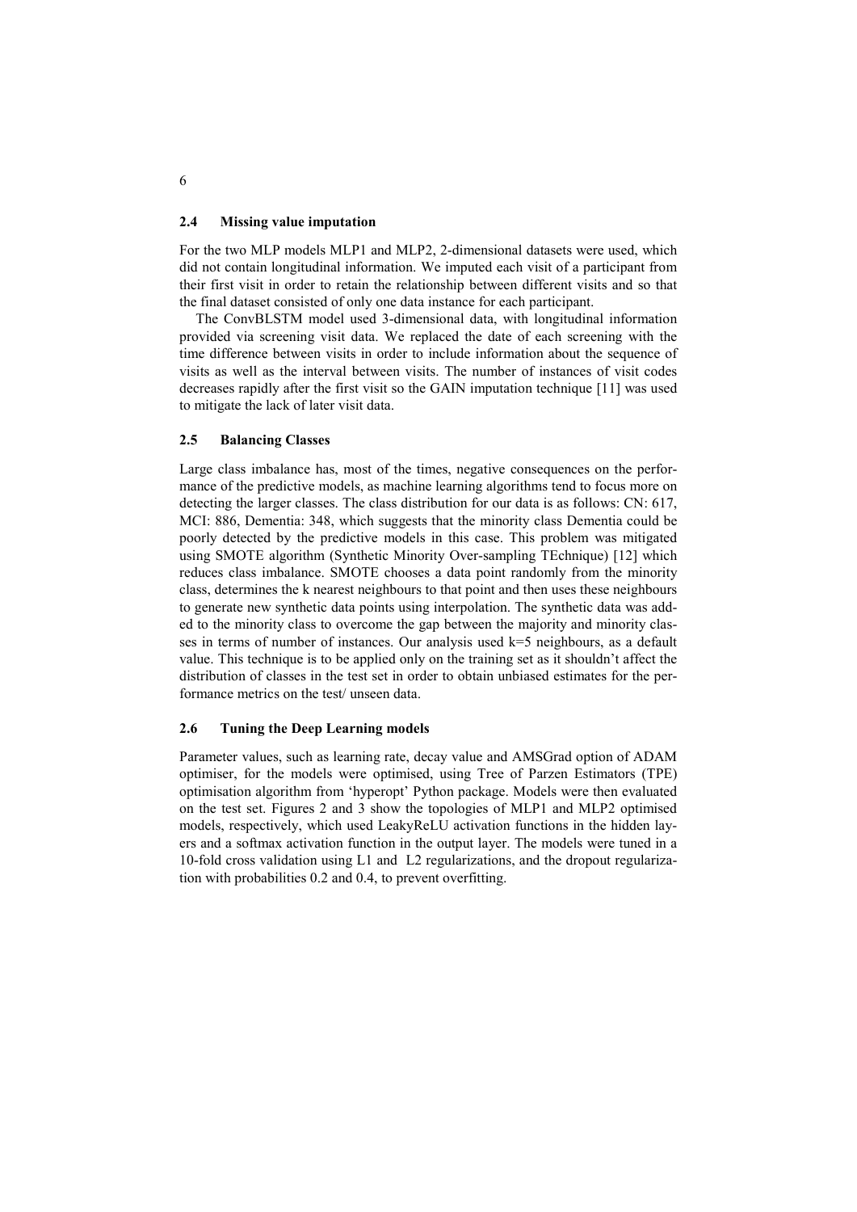### 2.4 Missing value imputation

For the two MLP models MLP1 and MLP2, 2-dimensional datasets were used, which did not contain longitudinal information. We imputed each visit of a participant from their first visit in order to retain the relationship between different visits and so that the final dataset consisted of only one data instance for each participant.

The ConvBLSTM model used 3-dimensional data, with longitudinal information provided via screening visit data. We replaced the date of each screening with the time difference between visits in order to include information about the sequence of visits as well as the interval between visits. The number of instances of visit codes decreases rapidly after the first visit so the GAIN imputation technique [11] was used to mitigate the lack of later visit data.

### 2.5 Balancing Classes

Large class imbalance has, most of the times, negative consequences on the performance of the predictive models, as machine learning algorithms tend to focus more on detecting the larger classes. The class distribution for our data is as follows: CN: 617, MCI: 886, Dementia: 348, which suggests that the minority class Dementia could be poorly detected by the predictive models in this case. This problem was mitigated using SMOTE algorithm (Synthetic Minority Over-sampling TEchnique) [12] which reduces class imbalance. SMOTE chooses a data point randomly from the minority class, determines the k nearest neighbours to that point and then uses these neighbours to generate new synthetic data points using interpolation. The synthetic data was added to the minority class to overcome the gap between the majority and minority classes in terms of number of instances. Our analysis used k=5 neighbours, as a default value. This technique is to be applied only on the training set as it shouldn't affect the distribution of classes in the test set in order to obtain unbiased estimates for the performance metrics on the test/ unseen data.

### 2.6 Tuning the Deep Learning models

Parameter values, such as learning rate, decay value and AMSGrad option of ADAM optimiser, for the models were optimised, using Tree of Parzen Estimators (TPE) optimisation algorithm from 'hyperopt' Python package. Models were then evaluated on the test set. Figures 2 and 3 show the topologies of MLP1 and MLP2 optimised models, respectively, which used LeakyReLU activation functions in the hidden layers and a softmax activation function in the output layer. The models were tuned in a 10-fold cross validation using L1 and L2 regularizations, and the dropout regularization with probabilities 0.2 and 0.4, to prevent overfitting.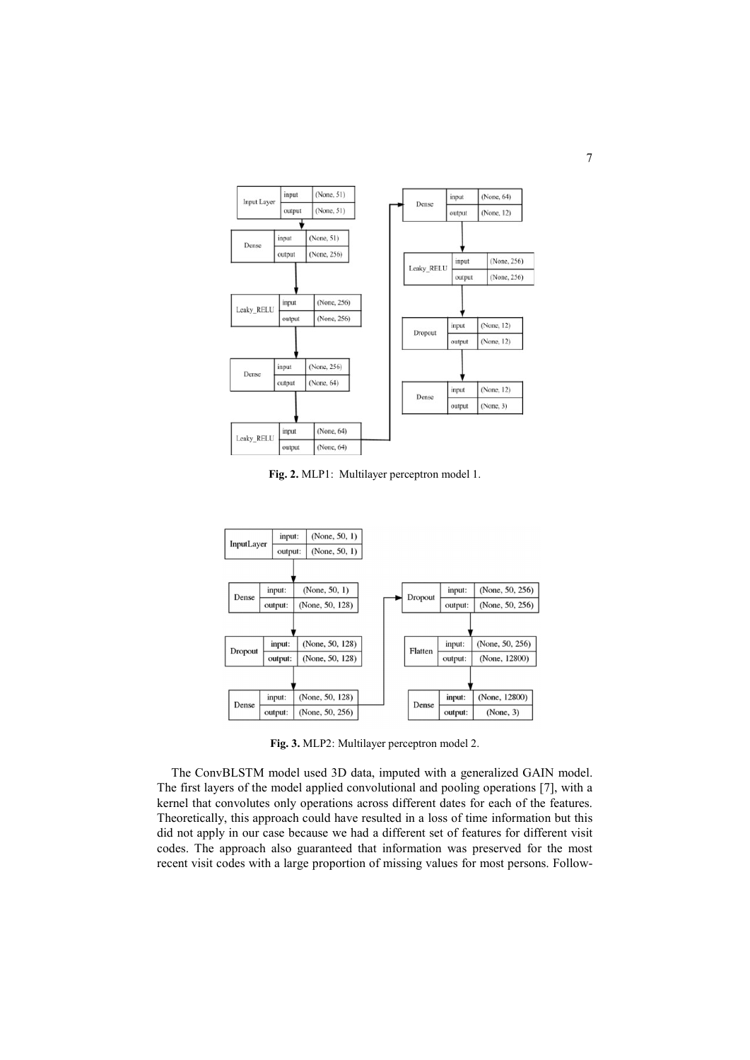**Fig. 2.** MLP1: Multilayer perceptron model 1.

**Fig. 3.** MLP2: Multilayer perceptron model 2.

The ConvBLSTM model used 3D data, imputed with a generalized GAIN model. The first layers of the model applied convolutional and pooling operations [7], with a kernel that convolutes only operations across different dates for each of the features. Theoretically, this approach could have resulted in a loss of time information but this did not apply in our case because we had a different set of features for different visit codes. The approach also guaranteed that information was preserved for the most recent visit codes with a large proportion of missing values for most persons. Follow-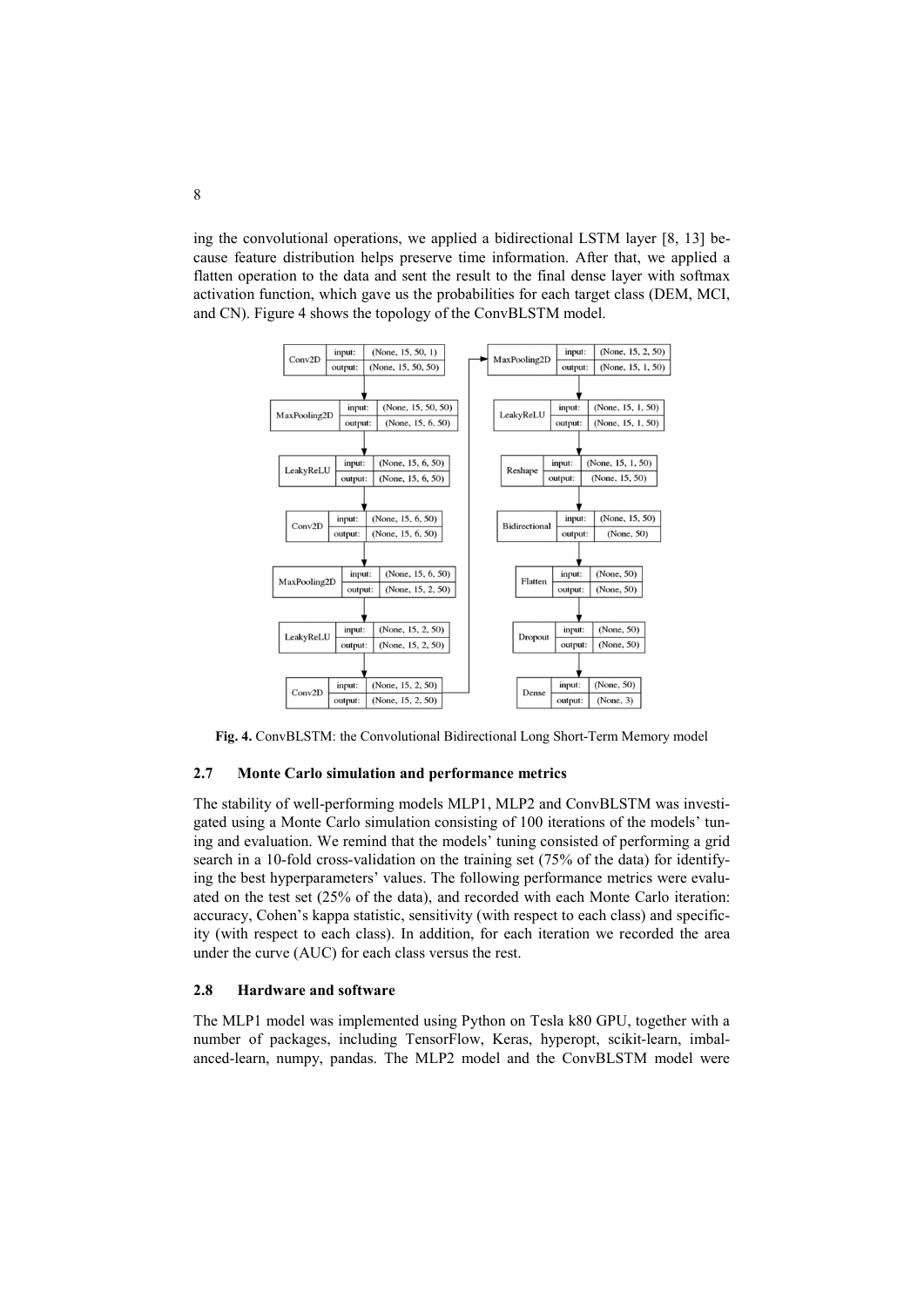ing the convolutional operations, we applied a bidirectional LSTM layer [8, 13] because feature distribution helps preserve time information. After that, we applied a flatten operation to the data and sent the result to the final dense layer with softmax activation function, which gave us the probabilities for each target class (DEM, MCI, and CN). Figure 4 shows the topology of the ConvBLSTM model.

**Fig. 4.** ConvBLSTM: the Convolutional Bidirectional Long Short-Term Memory model

### 2.7 Monte Carlo simulation and performance metrics

The stability of well-performing models MLP1, MLP2 and ConvBLSTM was investigated using a Monte Carlo simulation consisting of 100 iterations of the models' tuning and evaluation. We remind that the models' tuning consisted of performing a grid search in a 10-fold cross-validation on the training set (75% of the data) for identifying the best hyperparameters' values. The following performance metrics were evaluated on the test set (25% of the data), and recorded with each Monte Carlo iteration: accuracy, Cohen's kappa statistic, sensitivity (with respect to each class) and specificity (with respect to each class). In addition, for each iteration we recorded the area under the curve (AUC) for each class versus the rest.

### 2.8 Hardware and software

The MLP1 model was implemented using Python on Tesla k80 GPU, together with a number of packages, including TensorFlow, Keras, hyperopt, scikit-learn, imbalanced-learn, numpy, pandas. The MLP2 model and the ConvBLSTM model were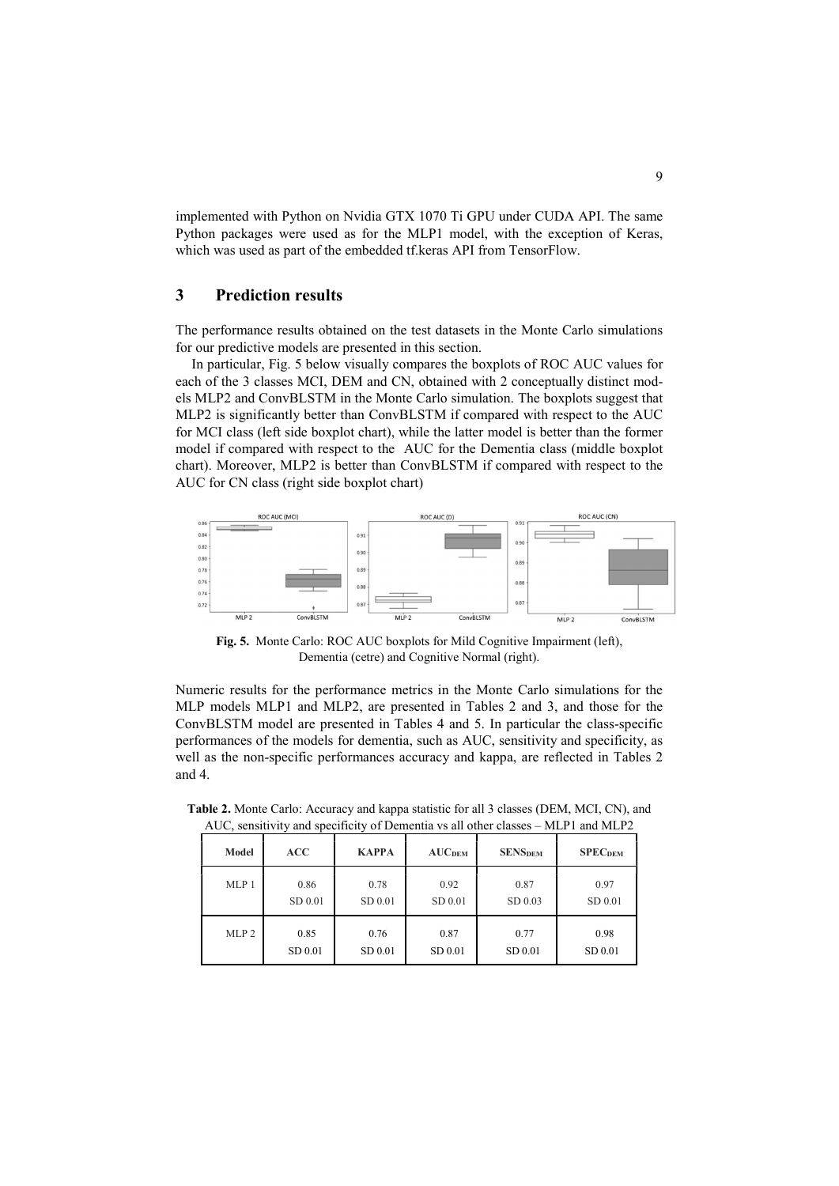implemented with Python on Nvidia GTX 1070 Ti GPU under CUDA API. The same Python packages were used as for the MLP1 model, with the exception of Keras, which was used as part of the embedded tf.keras API from TensorFlow.

## 3 Prediction results

The performance results obtained on the test datasets in the Monte Carlo simulations for our predictive models are presented in this section.

In particular, Fig. 5 below visually compares the boxplots of ROC AUC values for each of the 3 classes MCI, DEM and CN, obtained with 2 conceptually distinct models MLP2 and ConvBLSTM in the Monte Carlo simulation. The boxplots suggest that MLP2 is significantly better than ConvBLSTM if compared with respect to the AUC for MCI class (left side boxplot chart), while the latter model is better than the former model if compared with respect to the AUC for the Dementia class (middle boxplot chart). Moreover, MLP2 is better than ConvBLSTM if compared with respect to the AUC for CN class (right side boxplot chart)

**Fig. 5.** Monte Carlo: ROC AUC boxplots for Mild Cognitive Impairment (left), Dementia (cetre) and Cognitive Normal (right).

Numeric results for the performance metrics in the Monte Carlo simulations for the MLP models MLP1 and MLP2, are presented in Tables 2 and 3, and those for the ConvBLSTM model are presented in Tables 4 and 5. In particular the class-specific performances of the models for dementia, such as AUC, sensitivity and specificity, as well as the non-specific performances accuracy and kappa, are reflected in Tables 2 and 4.

**Table 2.** Monte Carlo: Accuracy and kappa statistic for all 3 classes (DEM, MCI, CN), and AUC, sensitivity and specificity of Dementia vs all other classes – MLP1 and MLP2

| Model | ACC | KAPPA | $AUC_{DEM}$ | $SENS_{DEM}$ | $SPEC_{DEM}$ |
|---|---|---|---|---|---|
| MLP 1 | 0.86<br>SD 0.01 | 0.78<br>SD 0.01 | 0.92<br>SD 0.01 | 0.87<br>SD 0.03 | 0.97<br>SD 0.01 |
| MLP 2 | 0.85<br>SD 0.01 | 0.76<br>SD 0.01 | 0.87<br>SD 0.01 | 0.77<br>SD 0.01 | 0.98<br>SD 0.01 |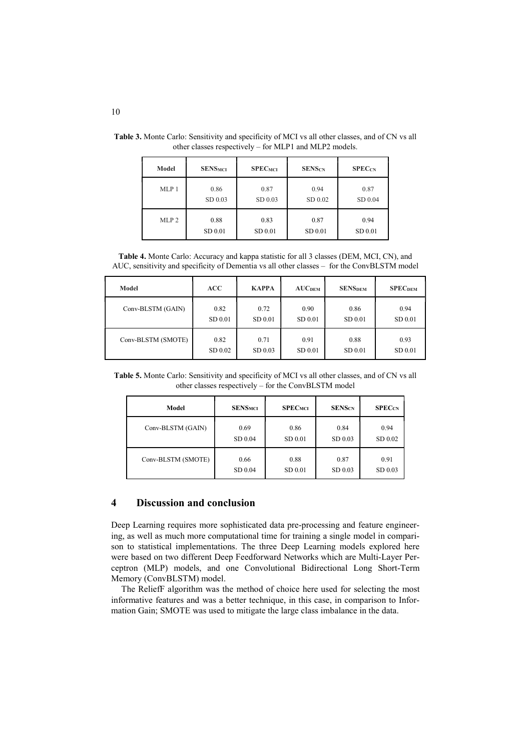**Table 3.** Monte Carlo: Sensitivity and specificity of MCI vs all other classes, and of CN vs all other classes respectively – for MLP1 and MLP2 models.

| Model | $SENS_{MCI}$ | $SPEC_{MCI}$ | $SENS_{CN}$ | $SPEC_{CN}$ |
|---|---|---|---|---|
| MLP 1 | 0.86<br>SD 0.03 | 0.87<br>SD 0.03 | 0.94<br>SD 0.02 | 0.87<br>SD 0.04 |
| MLP 2 | 0.88<br>SD 0.01 | 0.83<br>SD 0.01 | 0.87<br>SD 0.01 | 0.94<br>SD 0.01 |

**Table 4.** Monte Carlo: Accuracy and kappa statistic for all 3 classes (DEM, MCI, CN), and AUC, sensitivity and specificity of Dementia vs all other classes – for the ConvBLSTM model

| Model | ACC | KAPPA | $AUC_{DEM}$ | $SENS_{DEM}$ | $SPEC_{DEM}$ |
|---|---|---|---|---|---|
| Conv-BLSTM (GAIN) | 0.82<br>SD 0.01 | 0.72<br>SD 0.01 | 0.90<br>SD 0.01 | 0.86<br>SD 0.01 | 0.94<br>SD 0.01 |
| Conv-BLSTM (SMOTE) | 0.82<br>SD 0.02 | 0.71<br>SD 0.03 | 0.91<br>SD 0.01 | 0.88<br>SD 0.01 | 0.93<br>SD 0.01 |

**Table 5.** Monte Carlo: Sensitivity and specificity of MCI vs all other classes, and of CN vs all other classes respectively – for the ConvBLSTM model

| Model | $SENS_{MCI}$ | $SPEC_{MCI}$ | $SENS_{CN}$ | $SPEC_{CN}$ |
|---|---|---|---|---|
| Conv-BLSTM (GAIN) | 0.69<br>SD 0.04 | 0.86<br>SD 0.01 | 0.84<br>SD 0.03 | 0.94<br>SD 0.02 |
| Conv-BLSTM (SMOTE) | 0.66<br>SD 0.04 | 0.88<br>SD 0.01 | 0.87<br>SD 0.03 | 0.91<br>SD 0.03 |

## 4 Discussion and conclusion

Deep Learning requires more sophisticated data pre-processing and feature engineering, as well as much more computational time for training a single model in comparison to statistical implementations. The three Deep Learning models explored here were based on two different Deep Feedforward Networks which are Multi-Layer Perceptron (MLP) models, and one Convolutional Bidirectional Long Short-Term Memory (ConvBLSTM) model.

The ReliefF algorithm was the method of choice here used for selecting the most informative features and was a better technique, in this case, in comparison to Information Gain; SMOTE was used to mitigate the large class imbalance in the data.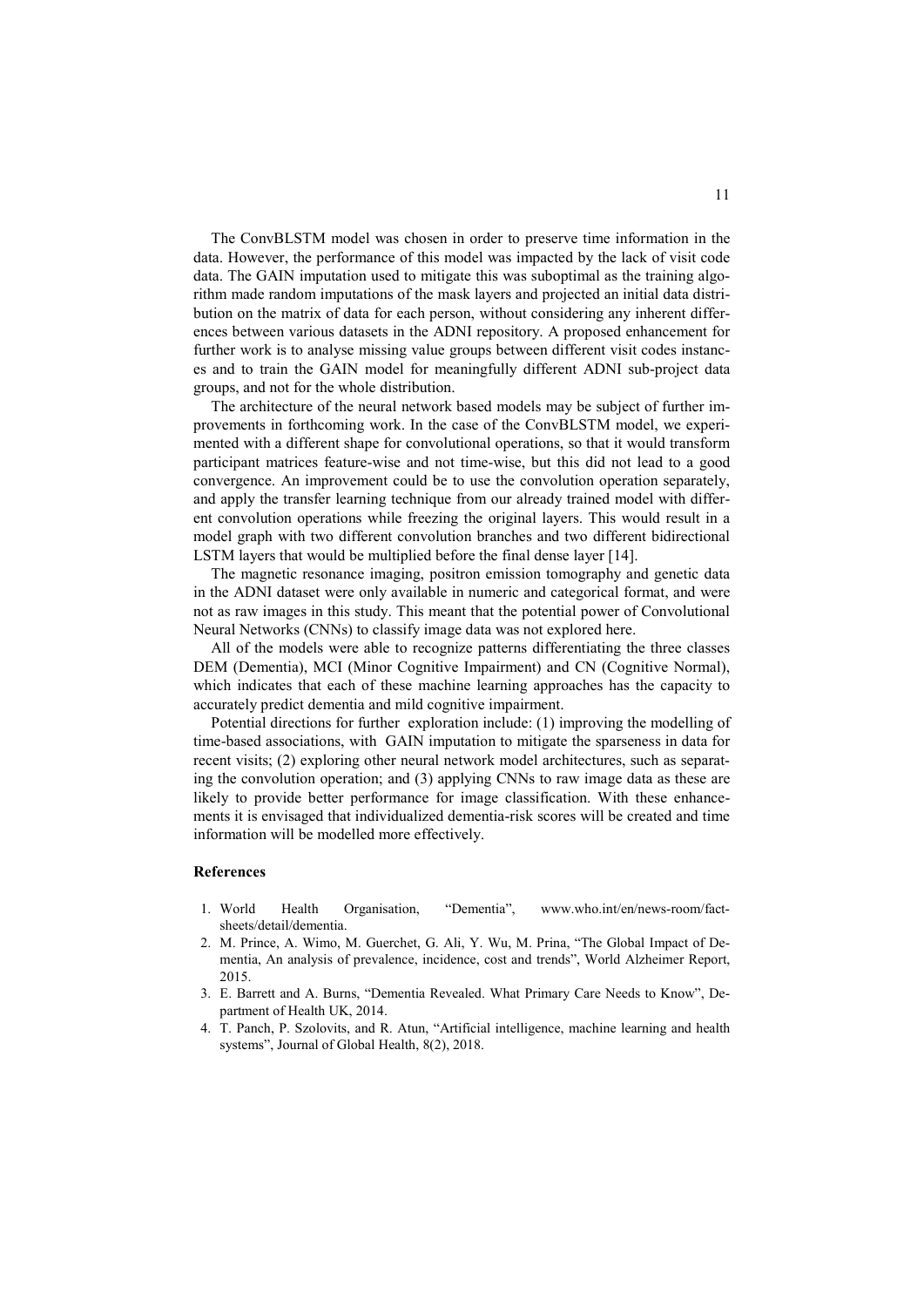The ConvBLSTM model was chosen in order to preserve time information in the data. However, the performance of this model was impacted by the lack of visit code data. The GAIN imputation used to mitigate this was suboptimal as the training algorithm made random imputations of the mask layers and projected an initial data distribution on the matrix of data for each person, without considering any inherent differences between various datasets in the ADNI repository. A proposed enhancement for further work is to analyse missing value groups between different visit codes instances and to train the GAIN model for meaningfully different ADNI sub-project data groups, and not for the whole distribution.

The architecture of the neural network based models may be subject of further improvements in forthcoming work. In the case of the ConvBLSTM model, we experimented with a different shape for convolutional operations, so that it would transform participant matrices feature-wise and not time-wise, but this did not lead to a good convergence. An improvement could be to use the convolution operation separately, and apply the transfer learning technique from our already trained model with different convolution operations while freezing the original layers. This would result in a model graph with two different convolution branches and two different bidirectional LSTM layers that would be multiplied before the final dense layer [14].

The magnetic resonance imaging, positron emission tomography and genetic data in the ADNI dataset were only available in numeric and categorical format, and were not as raw images in this study. This meant that the potential power of Convolutional Neural Networks (CNNs) to classify image data was not explored here.

All of the models were able to recognize patterns differentiating the three classes DEM (Dementia), MCI (Minor Cognitive Impairment) and CN (Cognitive Normal), which indicates that each of these machine learning approaches has the capacity to accurately predict dementia and mild cognitive impairment.

Potential directions for further exploration include: (1) improving the modelling of time-based associations, with GAIN imputation to mitigate the sparseness in data for recent visits; (2) exploring other neural network model architectures, such as separating the convolution operation; and (3) applying CNNs to raw image data as these are likely to provide better performance for image classification. With these enhancements it is envisaged that individualized dementia-risk scores will be created and time information will be modelled more effectively.

### References

1. World Health Organisation, "Dementia", www.who.int/en/news-room/fact-sheets/detail/dementia.
2. M. Prince, A. Wimo, M. Guerchet, G. Ali, Y. Wu, M. Prina, "The Global Impact of Dementia, An analysis of prevalence, incidence, cost and trends", World Alzheimer Report, 2015.
3. E. Barrett and A. Burns, "Dementia Revealed. What Primary Care Needs to Know", Department of Health UK, 2014.
4. T. Panch, P. Szolovits, and R. Atun, "Artificial intelligence, machine learning and health systems", Journal of Global Health, 8(2), 2018.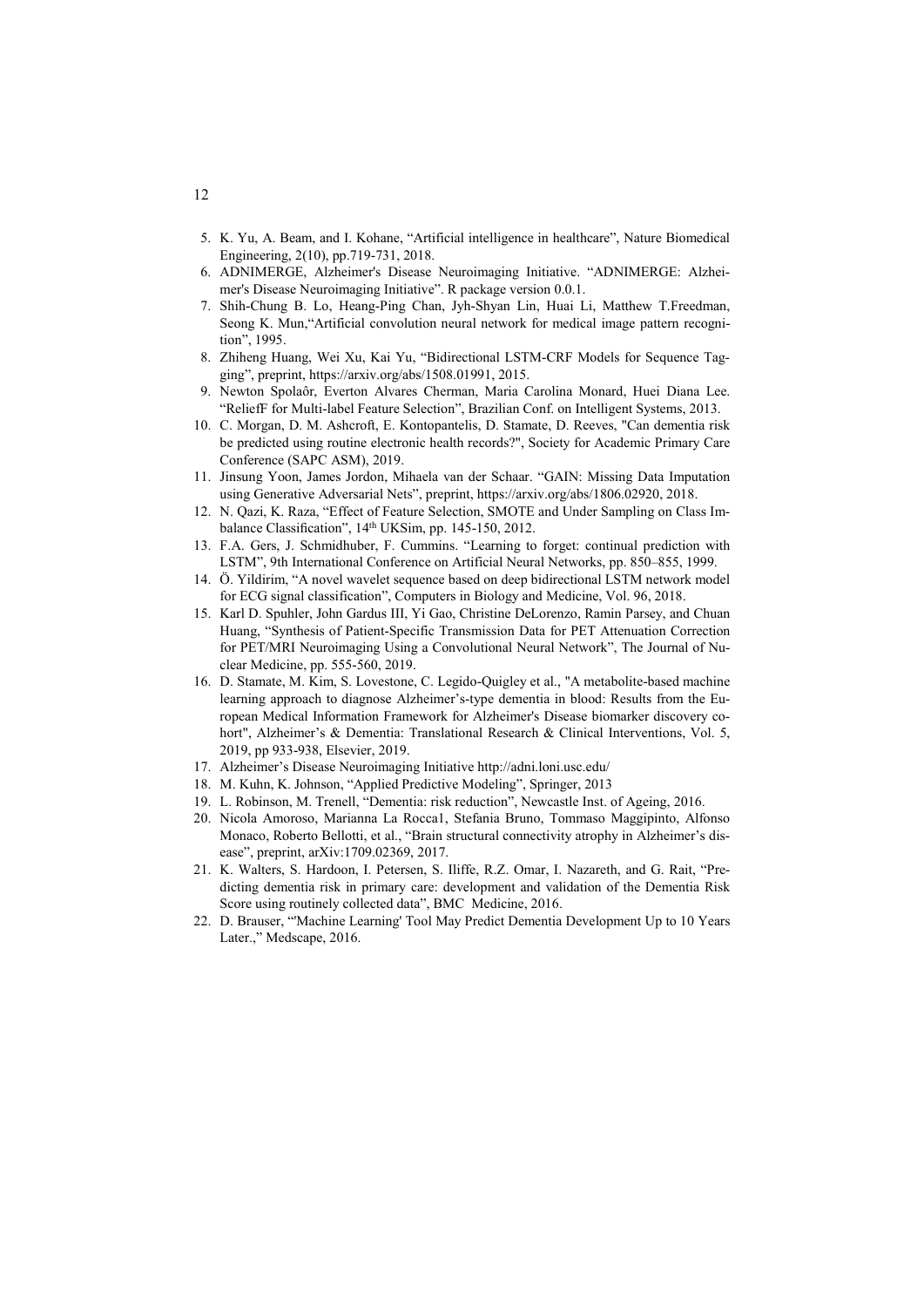5. K. Yu, A. Beam, and I. Kohane, "Artificial intelligence in healthcare", Nature Biomedical Engineering, 2(10), pp.719-731, 2018.
6. ADNIMERGE, Alzheimer's Disease Neuroimaging Initiative. "ADNIMERGE: Alzheimer's Disease Neuroimaging Initiative". R package version 0.0.1.
7. Shih-Chung B. Lo, Heang-Ping Chan, Jyh-Shyan Lin, Huai Li, Matthew T.Freedman, Seong K. Mun,"Artificial convolution neural network for medical image pattern recognition", 1995.
8. Zhiheng Huang, Wei Xu, Kai Yu, "Bidirectional LSTM-CRF Models for Sequence Tagging", preprint, https://arxiv.org/abs/1508.01991, 2015.
9. Newton Spolaôr, Everton Alvares Cherman, Maria Carolina Monard, Huei Diana Lee. "ReliefF for Multi-label Feature Selection", Brazilian Conf. on Intelligent Systems, 2013.
10. C. Morgan, D. M. Ashcroft, E. Kontopantelis, D. Stamate, D. Reeves, "Can dementia risk be predicted using routine electronic health records?", Society for Academic Primary Care Conference (SAPC ASM), 2019.
11. Jinsung Yoon, James Jordon, Mihaela van der Schaar. "GAIN: Missing Data Imputation using Generative Adversarial Nets", preprint, https://arxiv.org/abs/1806.02920, 2018.
12. N. Qazi, K. Raza, "Effect of Feature Selection, SMOTE and Under Sampling on Class Imbalance Classification", 14th UKSim, pp. 145-150, 2012.
13. F.A. Gers, J. Schmidhuber, F. Cummins. "Learning to forget: continual prediction with LSTM", 9th International Conference on Artificial Neural Networks, pp. 850–855, 1999.
14. Ö. Yildirim, "A novel wavelet sequence based on deep bidirectional LSTM network model for ECG signal classification", Computers in Biology and Medicine, Vol. 96, 2018.
15. Karl D. Spuhler, John Gardus III, Yi Gao, Christine DeLorenzo, Ramin Parsey, and Chuan Huang, "Synthesis of Patient-Specific Transmission Data for PET Attenuation Correction for PET/MRI Neuroimaging Using a Convolutional Neural Network", The Journal of Nuclear Medicine, pp. 555-560, 2019.
16. D. Stamate, M. Kim, S. Lovestone, C. Legido-Quigley et al., "A metabolite-based machine learning approach to diagnose Alzheimer's-type dementia in blood: Results from the European Medical Information Framework for Alzheimer's Disease biomarker discovery cohort", Alzheimer's & Dementia: Translational Research & Clinical Interventions, Vol. 5, 2019, pp 933-938, Elsevier, 2019.
17. Alzheimer's Disease Neuroimaging Initiative http://adni.loni.usc.edu/
18. M. Kuhn, K. Johnson, "Applied Predictive Modeling", Springer, 2013
19. L. Robinson, M. Trenell, "Dementia: risk reduction", Newcastle Inst. of Ageing, 2016.
20. Nicola Amoroso, Marianna La Rocca1, Stefania Bruno, Tommaso Maggipinto, Alfonso Monaco, Roberto Bellotti, et al., "Brain structural connectivity atrophy in Alzheimer's disease", preprint, arXiv:1709.02369, 2017.
21. K. Walters, S. Hardoon, I. Petersen, S. Iliffe, R.Z. Omar, I. Nazareth, and G. Rait, "Predicting dementia risk in primary care: development and validation of the Dementia Risk Score using routinely collected data", BMC Medicine, 2016.
22. D. Brauser, "'Machine Learning' Tool May Predict Dementia Development Up to 10 Years Later.," Medscape, 2016.